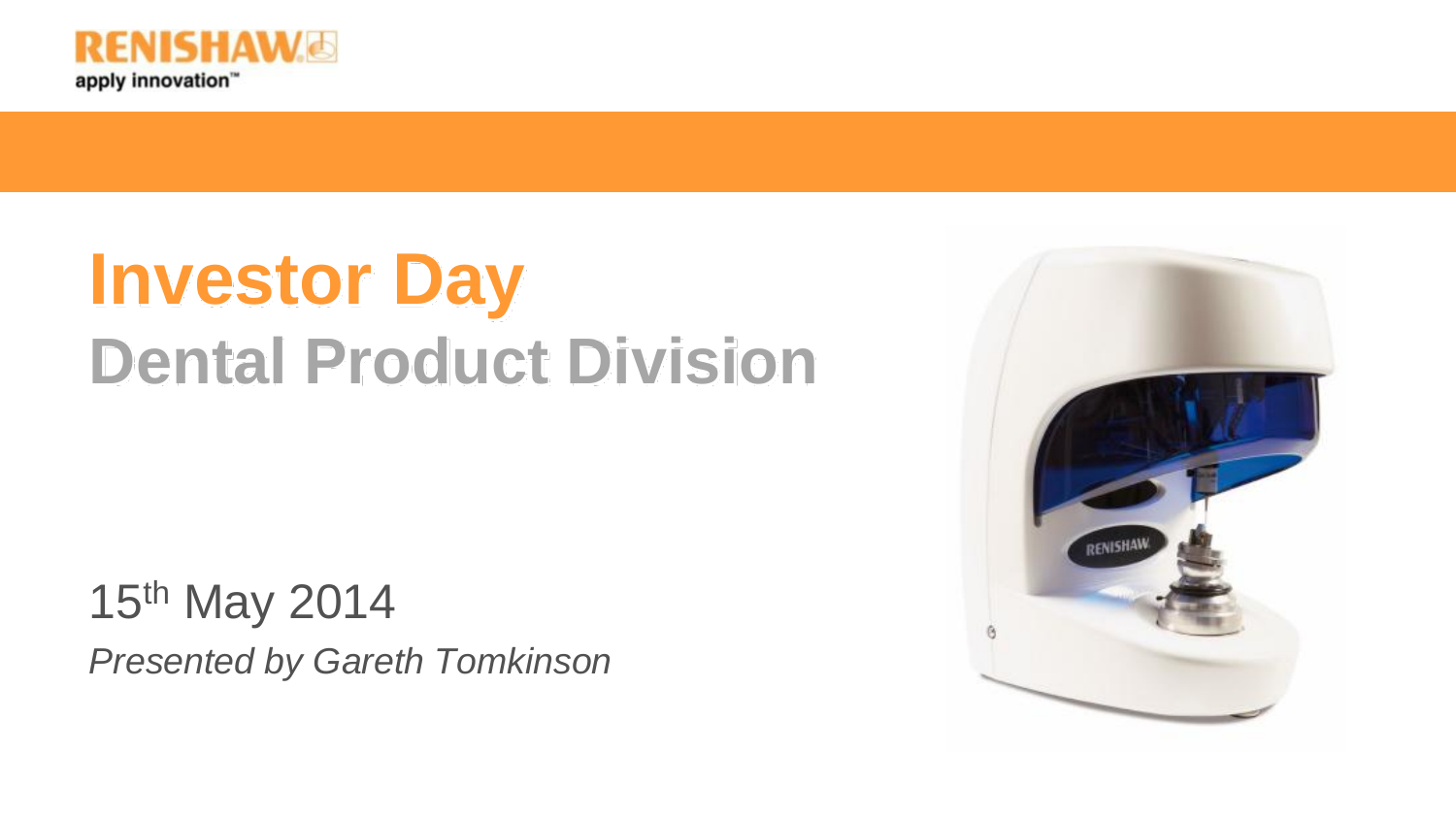RENISHAW

apply innovation™

# Investor Day

## Dental Product Division

15th May 2014

*Presented by Gareth Tomkinson*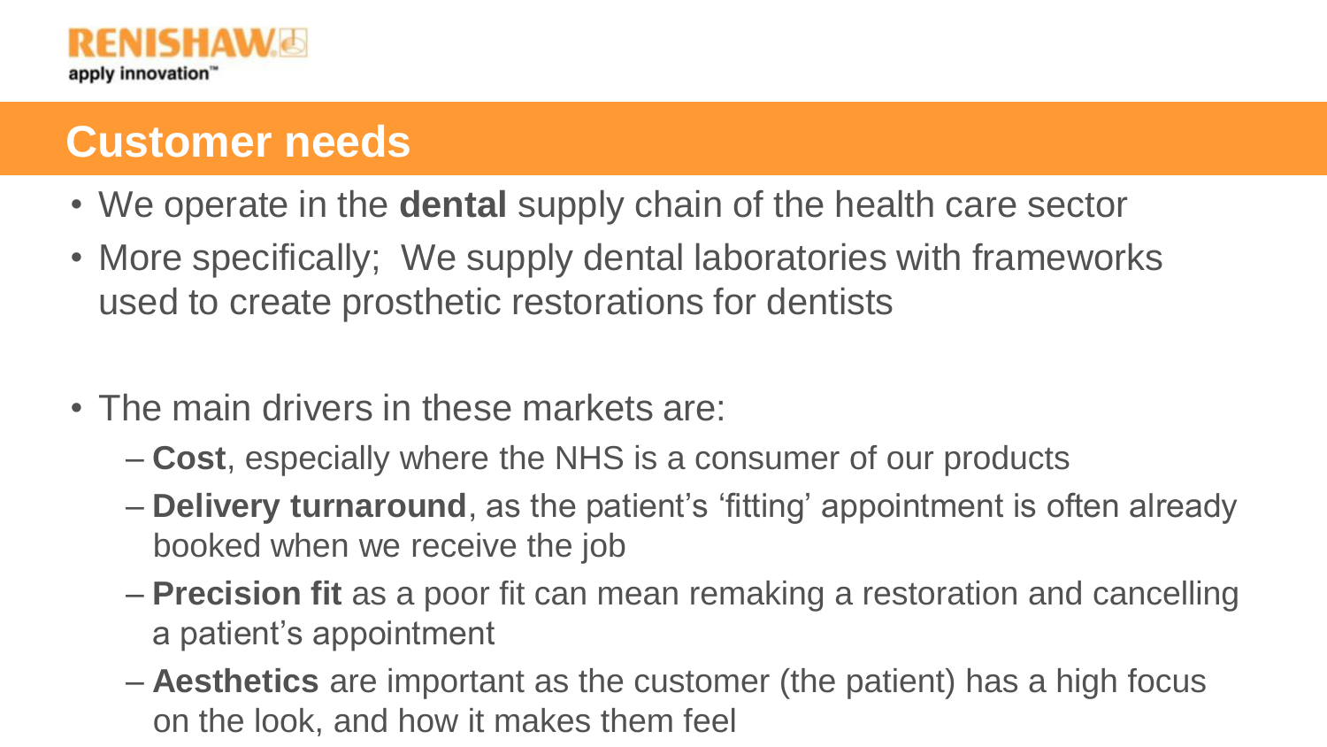## Customer needs

- We operate in the **dental** supply chain of the health care sector
- More specifically; We supply dental laboratories with frameworks used to create prosthetic restorations for dentists

- The main drivers in these markets are:
  - **Cost**, especially where the NHS is a consumer of our products
  - **Delivery turnaround**, as the patient's 'fitting' appointment is often already booked when we receive the job
  - **Precision fit** as a poor fit can mean remaking a restoration and cancelling a patient's appointment
  - **Aesthetics** are important as the customer (the patient) has a high focus on the look, and how it makes them feel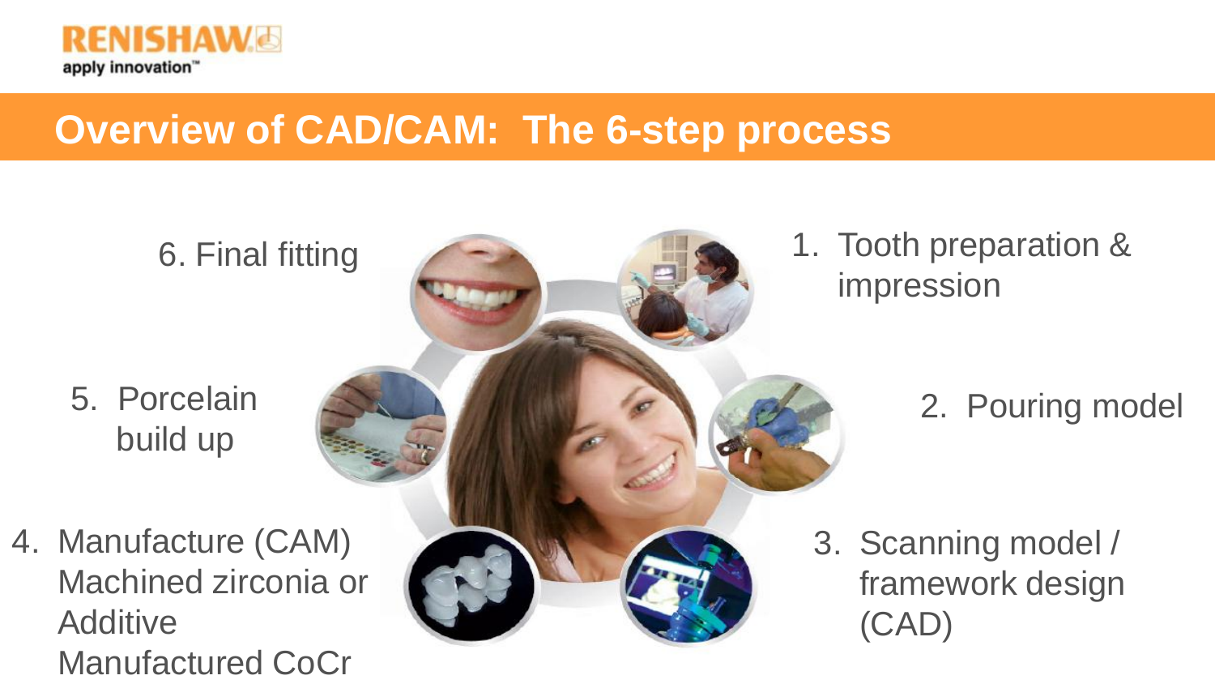# Overview of CAD/CAM: The 6-step process

1. Tooth preparation & impression
2. Pouring model
3. Scanning model / framework design (CAD)
4. Manufacture (CAM) Machined zirconia or Additive Manufactured CoCr
5. Porcelain build up
6. Final fitting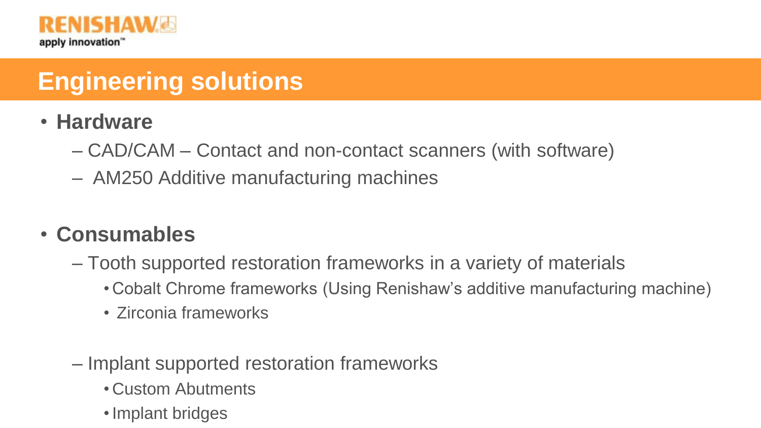# Engineering solutions

- **Hardware**
  - CAD/CAM – Contact and non-contact scanners (with software)
  - AM250 Additive manufacturing machines

- **Consumables**
  - Tooth supported restoration frameworks in a variety of materials
    - Cobalt Chrome frameworks (Using Renishaw's additive manufacturing machine)
    - Zirconia frameworks
  - Implant supported restoration frameworks
    - Custom Abutments
    - Implant bridges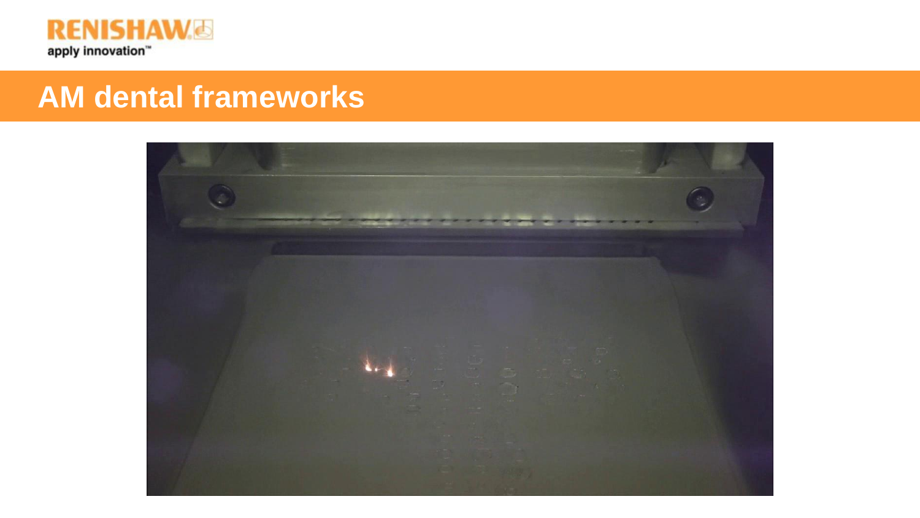# AM dental frameworks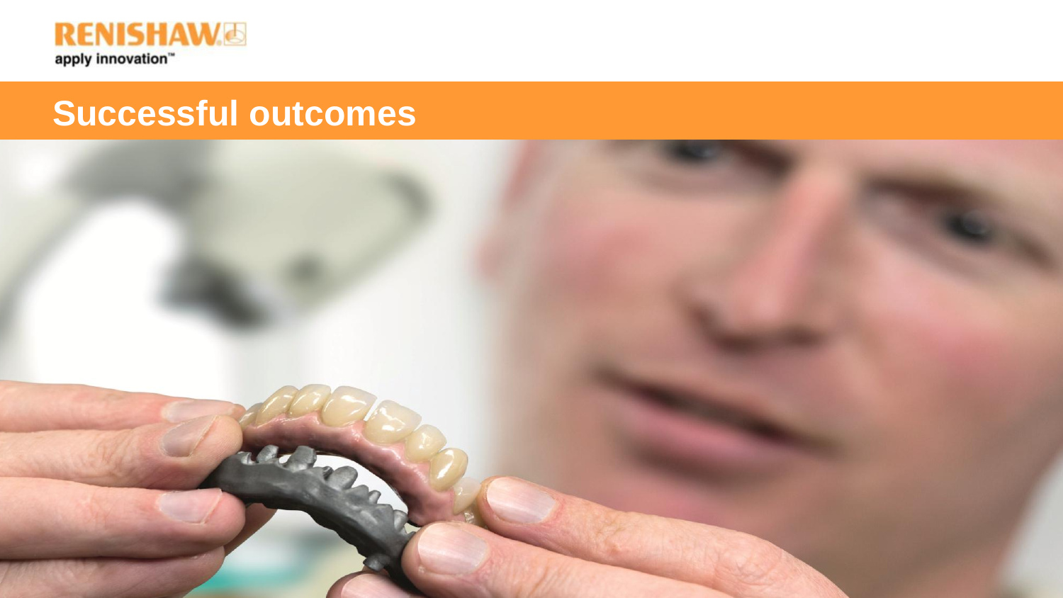# Successful outcomes